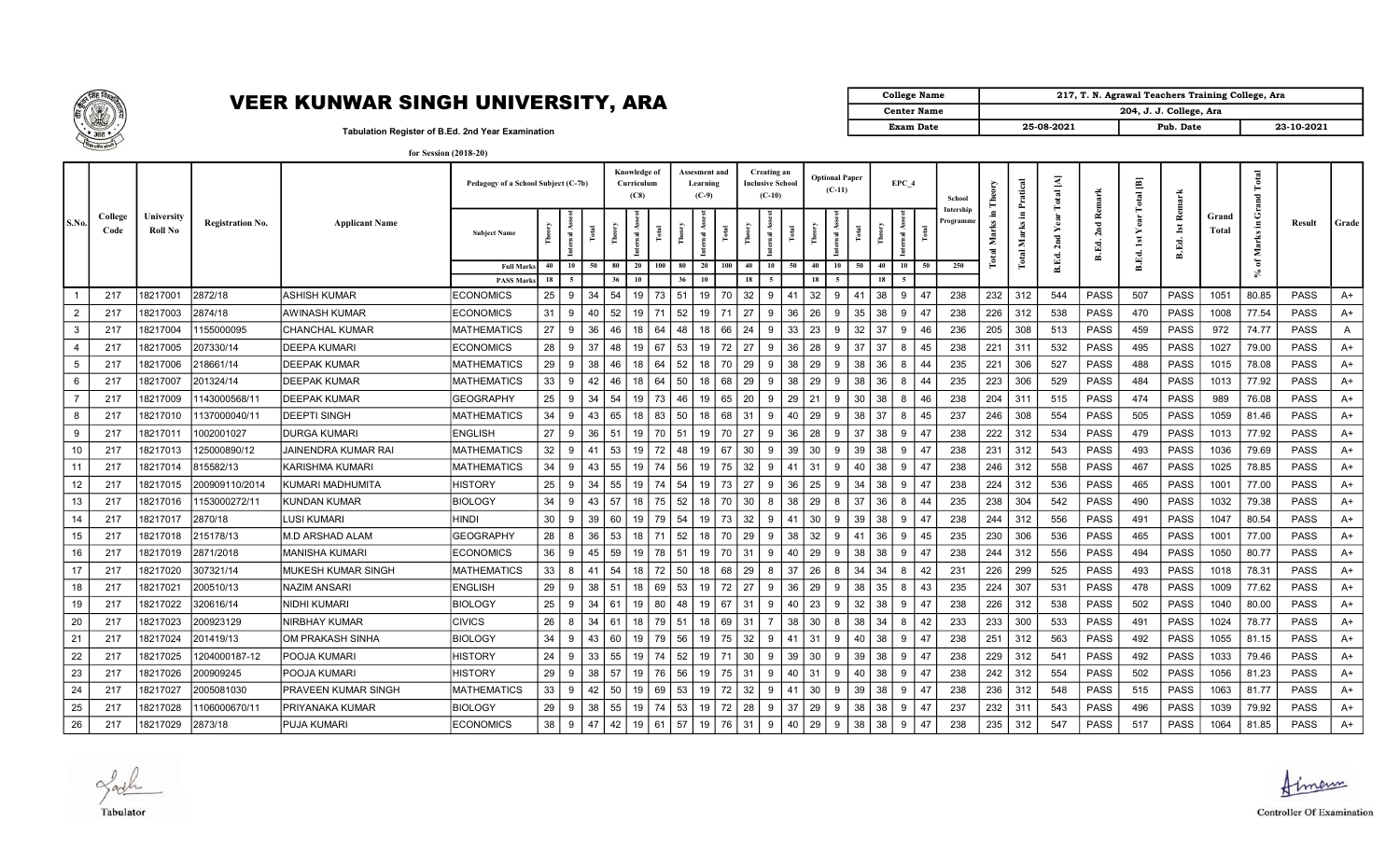# VEER KUNWAR SINGH UNIVERSITY, ARA

Tabulation Register of B.Ed. 2nd Year Examination

for Session (2018-20)

| College Name | 217, T. N. Agrawal Teachers Training College, Ara | | |
|---|---|---|---|
| Center Name | 204, J. J. College, Ara | | |
| Exam Date | 25-08-2021 | Pub. Date | 23-10-2021 |

| S.No. | College Code | University Roll No | Registration No. | Applicant Name | Pedagogy of a School Subject (C-7b) | | | | Knowledge of Curriculum (C8) | | | Assesment and Learning (C-9) | | | Creating an Inclusive School (C-10) | | | Optional Paper (C-11) | | | EPC_4 | | | School Intership Programme | Total Marks in Theory | Total Marks in Pratical | B.Ed. 2nd Year Total [A] | B.Ed. 2nd Remark | B.Ed. 1st Year Total [B] | B.Ed. 1st Remark | Grand Total | % of Marks in Grand Total | Result | Grade |
|---|---|---|---|---|---|---|---|---|---|---|---|---|---|---|---|---|---|---|---|---|---|---|---|---|---|---|---|---|---|---|---|---|---|---|
| | | | | | Subject Name | Theory | Internal Assest | Total | Theory | Internal Assest | Total | Theory | Internal Assest | Total | Theory | Internal Assest | Total | Theory | Internal Assest | Total | Theory | Internal Assest | Total | | | | | | | | | | | |
| | | | | | Full Marks | 40 | 10 | 50 | 80 | 20 | 100 | 80 | 20 | 100 | 40 | 10 | 50 | 40 | 10 | 50 | 40 | 10 | 50 | 250 | | | | | | | | | | |
| | | | | | PASS Marks | 18 | 5 | | 36 | 10 | | 36 | 10 | | 18 | 5 | | 18 | 5 | | 18 | 5 | | | | | | | | | | | | |
| 1 | 217 | 18217001 | 2872/18 | ASHISH KUMAR | ECONOMICS | 25 | 9 | 34 | 54 | 19 | 73 | 51 | 19 | 70 | 32 | 9 | 41 | 32 | 9 | 41 | 38 | 9 | 47 | 238 | 232 | 312 | 544 | PASS | 507 | PASS | 1051 | 80.85 | PASS | A+ |
| 2 | 217 | 18217003 | 2874/18 | AWINASH KUMAR | ECONOMICS | 31 | 9 | 40 | 52 | 19 | 71 | 52 | 19 | 71 | 27 | 9 | 36 | 26 | 9 | 35 | 38 | 9 | 47 | 238 | 226 | 312 | 538 | PASS | 470 | PASS | 1008 | 77.54 | PASS | A+ |
| 3 | 217 | 18217004 | 1155000095 | CHANCHAL KUMAR | MATHEMATICS | 27 | 9 | 36 | 46 | 18 | 64 | 48 | 18 | 66 | 24 | 9 | 33 | 23 | 9 | 32 | 37 | 9 | 46 | 236 | 205 | 308 | 513 | PASS | 459 | PASS | 972 | 74.77 | PASS | A |
| 4 | 217 | 18217005 | 207330/14 | DEEPA KUMARI | ECONOMICS | 28 | 9 | 37 | 48 | 19 | 67 | 53 | 19 | 72 | 27 | 9 | 36 | 28 | 9 | 37 | 37 | 8 | 45 | 238 | 221 | 311 | 532 | PASS | 495 | PASS | 1027 | 79.00 | PASS | A+ |
| 5 | 217 | 18217006 | 218661/14 | DEEPAK KUMAR | MATHEMATICS | 29 | 9 | 38 | 46 | 18 | 64 | 52 | 18 | 70 | 29 | 9 | 38 | 29 | 9 | 38 | 36 | 8 | 44 | 235 | 221 | 306 | 527 | PASS | 488 | PASS | 1015 | 78.08 | PASS | A+ |
| 6 | 217 | 18217007 | 201324/14 | DEEPAK KUMAR | MATHEMATICS | 33 | 9 | 42 | 46 | 18 | 64 | 50 | 18 | 68 | 29 | 9 | 38 | 29 | 9 | 38 | 36 | 8 | 44 | 235 | 223 | 306 | 529 | PASS | 484 | PASS | 1013 | 77.92 | PASS | A+ |
| 7 | 217 | 18217009 | 1143000568/11 | DEEPAK KUMAR | GEOGRAPHY | 25 | 9 | 34 | 54 | 19 | 73 | 46 | 19 | 65 | 20 | 9 | 29 | 21 | 9 | 30 | 38 | 8 | 46 | 238 | 204 | 311 | 515 | PASS | 474 | PASS | 989 | 76.08 | PASS | A+ |
| 8 | 217 | 18217010 | 1137000040/11 | DEEPTI SINGH | MATHEMATICS | 34 | 9 | 43 | 65 | 18 | 83 | 50 | 18 | 68 | 31 | 9 | 40 | 29 | 9 | 38 | 37 | 8 | 45 | 237 | 246 | 308 | 554 | PASS | 505 | PASS | 1059 | 81.46 | PASS | A+ |
| 9 | 217 | 18217011 | 1002001027 | DURGA KUMARI | ENGLISH | 27 | 9 | 36 | 51 | 19 | 70 | 51 | 19 | 70 | 27 | 9 | 36 | 28 | 9 | 37 | 38 | 9 | 47 | 238 | 222 | 312 | 534 | PASS | 479 | PASS | 1013 | 77.92 | PASS | A+ |
| 10 | 217 | 18217013 | 125000890/12 | JAINENDRA KUMAR RAI | MATHEMATICS | 32 | 9 | 41 | 53 | 19 | 72 | 48 | 19 | 67 | 30 | 9 | 39 | 30 | 9 | 39 | 38 | 9 | 47 | 238 | 231 | 312 | 543 | PASS | 493 | PASS | 1036 | 79.69 | PASS | A+ |
| 11 | 217 | 18217014 | 815582/13 | KARISHMA KUMARI | MATHEMATICS | 34 | 9 | 43 | 55 | 19 | 74 | 56 | 19 | 75 | 32 | 9 | 41 | 31 | 9 | 40 | 38 | 9 | 47 | 238 | 246 | 312 | 558 | PASS | 467 | PASS | 1025 | 78.85 | PASS | A+ |
| 12 | 217 | 18217015 | 200909110/2014 | KUMARI MADHUMITA | HISTORY | 25 | 9 | 34 | 55 | 19 | 74 | 54 | 19 | 73 | 27 | 9 | 36 | 25 | 9 | 34 | 38 | 9 | 47 | 238 | 224 | 312 | 536 | PASS | 465 | PASS | 1001 | 77.00 | PASS | A+ |
| 13 | 217 | 18217016 | 1153000272/11 | KUNDAN KUMAR | BIOLOGY | 34 | 9 | 43 | 57 | 18 | 75 | 52 | 18 | 70 | 30 | 8 | 38 | 29 | 8 | 37 | 36 | 8 | 44 | 235 | 238 | 304 | 542 | PASS | 490 | PASS | 1032 | 79.38 | PASS | A+ |
| 14 | 217 | 18217017 | 2870/18 | LUSI KUMARI | HINDI | 30 | 9 | 39 | 60 | 19 | 79 | 54 | 19 | 73 | 32 | 9 | 41 | 30 | 9 | 39 | 38 | 9 | 47 | 238 | 244 | 312 | 556 | PASS | 491 | PASS | 1047 | 80.54 | PASS | A+ |
| 15 | 217 | 18217018 | 215178/13 | M.D ARSHAD ALAM | GEOGRAPHY | 28 | 8 | 36 | 53 | 18 | 71 | 52 | 18 | 70 | 29 | 9 | 38 | 32 | 9 | 41 | 36 | 9 | 45 | 235 | 230 | 306 | 536 | PASS | 465 | PASS | 1001 | 77.00 | PASS | A+ |
| 16 | 217 | 18217019 | 2871/2018 | MANISHA KUMARI | ECONOMICS | 36 | 9 | 45 | 59 | 19 | 78 | 51 | 19 | 70 | 31 | 9 | 40 | 29 | 9 | 38 | 38 | 9 | 47 | 238 | 244 | 312 | 556 | PASS | 494 | PASS | 1050 | 80.77 | PASS | A+ |
| 17 | 217 | 18217020 | 307321/14 | MUKESH KUMAR SINGH | MATHEMATICS | 33 | 8 | 41 | 54 | 18 | 72 | 50 | 18 | 68 | 29 | 8 | 37 | 26 | 8 | 34 | 34 | 8 | 42 | 231 | 226 | 299 | 525 | PASS | 493 | PASS | 1018 | 78.31 | PASS | A+ |
| 18 | 217 | 18217021 | 200510/13 | NAZIM ANSARI | ENGLISH | 29 | 9 | 38 | 51 | 18 | 69 | 53 | 19 | 72 | 27 | 9 | 36 | 29 | 9 | 38 | 35 | 8 | 43 | 235 | 224 | 307 | 531 | PASS | 478 | PASS | 1009 | 77.62 | PASS | A+ |
| 19 | 217 | 18217022 | 320616/14 | NIDHI KUMARI | BIOLOGY | 25 | 9 | 34 | 61 | 19 | 80 | 48 | 19 | 67 | 31 | 9 | 40 | 23 | 9 | 32 | 38 | 9 | 47 | 238 | 226 | 312 | 538 | PASS | 502 | PASS | 1040 | 80.00 | PASS | A+ |
| 20 | 217 | 18217023 | 200923129 | NIRBHAY KUMAR | CIVICS | 26 | 8 | 34 | 61 | 18 | 79 | 51 | 18 | 69 | 31 | 7 | 38 | 30 | 8 | 38 | 34 | 8 | 42 | 233 | 233 | 300 | 533 | PASS | 491 | PASS | 1024 | 78.77 | PASS | A+ |
| 21 | 217 | 18217024 | 201419/13 | OM PRAKASH SINHA | BIOLOGY | 34 | 9 | 43 | 60 | 19 | 79 | 56 | 19 | 75 | 32 | 9 | 41 | 31 | 9 | 40 | 38 | 9 | 47 | 238 | 251 | 312 | 563 | PASS | 492 | PASS | 1055 | 81.15 | PASS | A+ |
| 22 | 217 | 18217025 | 1204000187-12 | POOJA KUMARI | HISTORY | 24 | 9 | 33 | 55 | 19 | 74 | 52 | 19 | 71 | 30 | 9 | 39 | 30 | 9 | 39 | 38 | 9 | 47 | 238 | 229 | 312 | 541 | PASS | 492 | PASS | 1033 | 79.46 | PASS | A+ |
| 23 | 217 | 18217026 | 200909245 | POOJA KUMARI | HISTORY | 29 | 9 | 38 | 57 | 19 | 76 | 56 | 19 | 75 | 31 | 9 | 40 | 31 | 9 | 40 | 38 | 9 | 47 | 238 | 242 | 312 | 554 | PASS | 502 | PASS | 1056 | 81.23 | PASS | A+ |
| 24 | 217 | 18217027 | 2005081030 | PRAVEEN KUMAR SINGH | MATHEMATICS | 33 | 9 | 42 | 50 | 19 | 69 | 53 | 19 | 72 | 32 | 9 | 41 | 30 | 9 | 39 | 38 | 9 | 47 | 238 | 236 | 312 | 548 | PASS | 515 | PASS | 1063 | 81.77 | PASS | A+ |
| 25 | 217 | 18217028 | 1106000670/11 | PRIYANAKA KUMAR | BIOLOGY | 29 | 9 | 38 | 55 | 19 | 74 | 53 | 19 | 72 | 28 | 9 | 37 | 29 | 9 | 38 | 38 | 9 | 47 | 237 | 232 | 311 | 543 | PASS | 496 | PASS | 1039 | 79.92 | PASS | A+ |
| 26 | 217 | 18217029 | 2873/18 | PUJA KUMARI | ECONOMICS | 38 | 9 | 47 | 42 | 19 | 61 | 57 | 19 | 76 | 31 | 9 | 40 | 29 | 9 | 38 | 38 | 9 | 47 | 238 | 235 | 312 | 547 | PASS | 517 | PASS | 1064 | 81.85 | PASS | A+ |

Tabulator

Controller Of Examination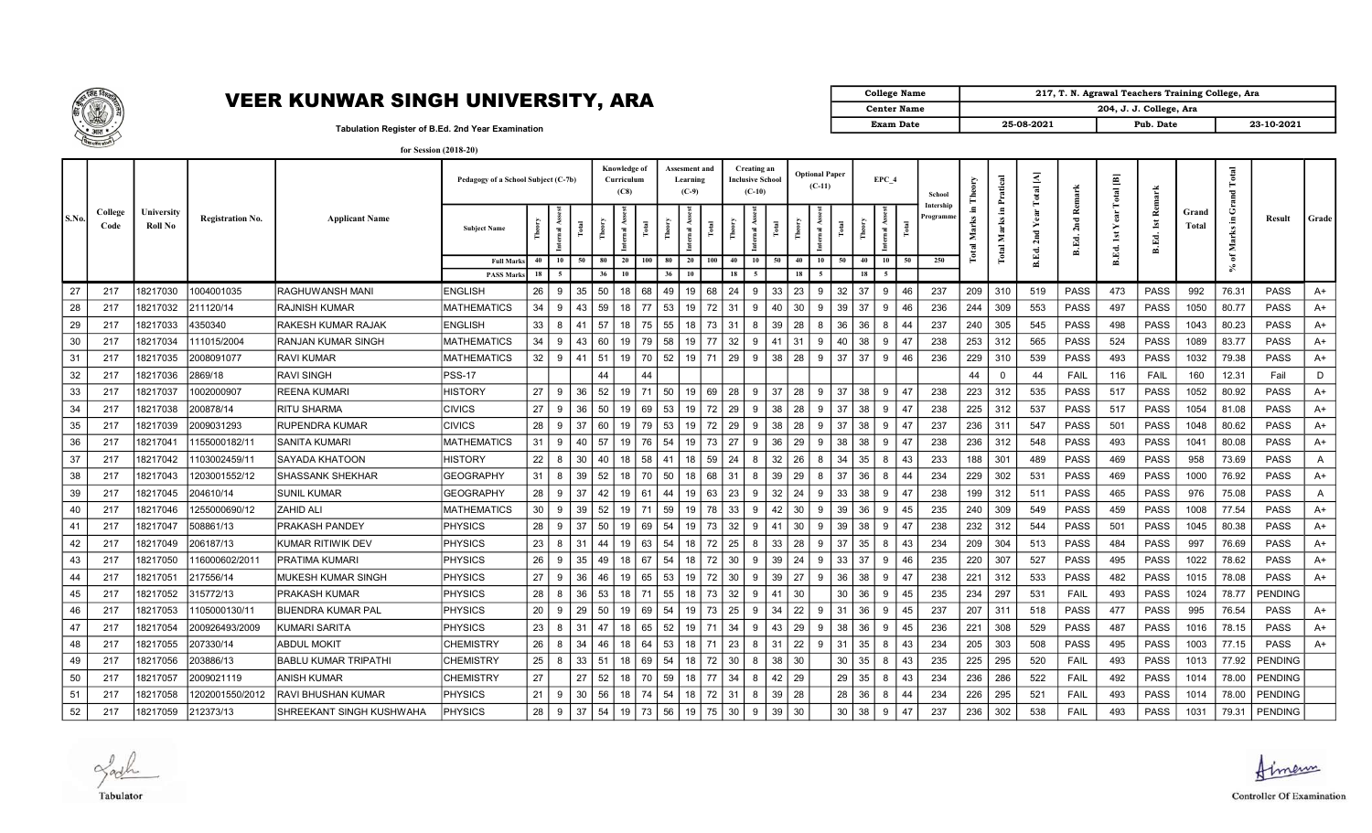# VEER KUNWAR SINGH UNIVERSITY, ARA

Tabulation Register of B.Ed. 2nd Year Examination

for Session (2018-20)

| College Name | 217, T. N. Agrawal Teachers Training College, Ara | | |
|---|---|---|---|
| Center Name | 204, J. J. College, Ara | | |
| Exam Date | 25-08-2021 | Pub. Date | 23-10-2021 |

| S.No. | College Code | University Roll No | Registration No. | Applicant Name | Pedagogy of a School Subject (C-7b) | | | | Knowledge of Curriculum (C8) | | | Assesment and Learning (C-9) | | | Creating an Inclusive School (C-10) | | | Optional Paper (C-11) | | | EPC_4 | | | School Intership Programme | Total Marks in Theory | Total Marks in Pratical | B.Ed. 2nd Year Total [A] | B.Ed. 2nd Remark | B.Ed. 1st Year Total [B] | B.Ed. 1st Remark | Grand Total | % of Marks in Grand Total | Result | Grade |
|---|---|---|---|---|---|---|---|---|---|---|---|---|---|---|---|---|---|---|---|---|---|---|---|---|---|---|---|---|---|---|---|---|---|---|
| | | | | | Subject Name | Theory | Internal Assest | Total | Theory | Internal Assest | Total | Theory | Internal Assest | Total | Theory | Internal Assest | Total | Theory | Internal Assest | Total | Theory | Internal Assest | Total | | | | | | | | | | | |
| | | | | | Full Marks | 40 | 10 | 50 | 80 | 20 | 100 | 80 | 20 | 100 | 40 | 10 | 50 | 40 | 10 | 50 | 40 | 10 | 50 | 250 | | | | | | | | | | |
| | | | | | PASS Marks | 18 | 5 | | 36 | 10 | | 36 | 10 | | 18 | 5 | | 18 | 5 | | 18 | 5 | | | | | | | | | | | | |
| 27 | 217 | 18217030 | 1004001035 | RAGHUWANSH MANI | ENGLISH | 26 | 9 | 35 | 50 | 18 | 68 | 49 | 19 | 68 | 24 | 9 | 33 | 23 | 9 | 32 | 37 | 9 | 46 | 237 | 209 | 310 | 519 | PASS | 473 | PASS | 992 | 76.31 | PASS | A+ |
| 28 | 217 | 18217032 | 211120/14 | RAJNISH KUMAR | MATHEMATICS | 34 | 9 | 43 | 59 | 18 | 77 | 53 | 19 | 72 | 31 | 9 | 40 | 30 | 9 | 39 | 37 | 9 | 46 | 236 | 244 | 309 | 553 | PASS | 497 | PASS | 1050 | 80.77 | PASS | A+ |
| 29 | 217 | 18217033 | 4350340 | RAKESH KUMAR RAJAK | ENGLISH | 33 | 8 | 41 | 57 | 18 | 75 | 55 | 18 | 73 | 31 | 8 | 39 | 28 | 8 | 36 | 36 | 8 | 44 | 237 | 240 | 305 | 545 | PASS | 498 | PASS | 1043 | 80.23 | PASS | A+ |
| 30 | 217 | 18217034 | 111015/2004 | RANJAN KUMAR SINGH | MATHEMATICS | 34 | 9 | 43 | 60 | 19 | 79 | 58 | 19 | 77 | 32 | 9 | 41 | 31 | 9 | 40 | 38 | 9 | 47 | 238 | 253 | 312 | 565 | PASS | 524 | PASS | 1089 | 83.77 | PASS | A+ |
| 31 | 217 | 18217035 | 2008091077 | RAVI KUMAR | MATHEMATICS | 32 | 9 | 41 | 51 | 19 | 70 | 52 | 19 | 71 | 29 | 9 | 38 | 28 | 9 | 37 | 37 | 9 | 46 | 236 | 229 | 310 | 539 | PASS | 493 | PASS | 1032 | 79.38 | PASS | A+ |
| 32 | 217 | 18217036 | 2869/18 | RAVI SINGH | PSS-17 | | | | 44 | | 44 | | | | | | | | | | | | | | 44 | 0 | 44 | FAIL | 116 | FAIL | 160 | 12.31 | Fail | D |
| 33 | 217 | 18217037 | 1002000907 | REENA KUMARI | HISTORY | 27 | 9 | 36 | 52 | 19 | 71 | 50 | 19 | 69 | 28 | 9 | 37 | 28 | 9 | 37 | 38 | 9 | 47 | 238 | 223 | 312 | 535 | PASS | 517 | PASS | 1052 | 80.92 | PASS | A+ |
| 34 | 217 | 18217038 | 200878/14 | RITU SHARMA | CIVICS | 27 | 9 | 36 | 50 | 19 | 69 | 53 | 19 | 72 | 29 | 9 | 38 | 28 | 9 | 37 | 38 | 9 | 47 | 238 | 225 | 312 | 537 | PASS | 517 | PASS | 1054 | 81.08 | PASS | A+ |
| 35 | 217 | 18217039 | 2009031293 | RUPENDRA KUMAR | CIVICS | 28 | 9 | 37 | 60 | 19 | 79 | 53 | 19 | 72 | 29 | 9 | 38 | 28 | 9 | 37 | 38 | 9 | 47 | 237 | 236 | 311 | 547 | PASS | 501 | PASS | 1048 | 80.62 | PASS | A+ |
| 36 | 217 | 18217041 | 1155000182/11 | SANITA KUMARI | MATHEMATICS | 31 | 9 | 40 | 57 | 19 | 76 | 54 | 19 | 73 | 27 | 9 | 36 | 29 | 9 | 38 | 38 | 9 | 47 | 238 | 236 | 312 | 548 | PASS | 493 | PASS | 1041 | 80.08 | PASS | A+ |
| 37 | 217 | 18217042 | 1103002459/11 | SAYADA KHATOON | HISTORY | 22 | 8 | 30 | 40 | 18 | 58 | 41 | 18 | 59 | 24 | 8 | 32 | 26 | 8 | 34 | 35 | 8 | 43 | 233 | 188 | 301 | 489 | PASS | 469 | PASS | 958 | 73.69 | PASS | A |
| 38 | 217 | 18217043 | 1203001552/12 | SHASSANK SHEKHAR | GEOGRAPHY | 31 | 8 | 39 | 52 | 18 | 70 | 50 | 18 | 68 | 31 | 8 | 39 | 29 | 8 | 37 | 36 | 8 | 44 | 234 | 229 | 302 | 531 | PASS | 469 | PASS | 1000 | 76.92 | PASS | A+ |
| 39 | 217 | 18217045 | 204610/14 | SUNIL KUMAR | GEOGRAPHY | 28 | 9 | 37 | 42 | 19 | 61 | 44 | 19 | 63 | 23 | 9 | 32 | 24 | 9 | 33 | 38 | 9 | 47 | 238 | 199 | 312 | 511 | PASS | 465 | PASS | 976 | 75.08 | PASS | A |
| 40 | 217 | 18217046 | 1255000690/12 | ZAHID ALI | MATHEMATICS | 30 | 9 | 39 | 52 | 19 | 71 | 59 | 19 | 78 | 33 | 9 | 42 | 30 | 9 | 39 | 36 | 9 | 45 | 235 | 240 | 309 | 549 | PASS | 459 | PASS | 1008 | 77.54 | PASS | A+ |
| 41 | 217 | 18217047 | 508861/13 | PRAKASH PANDEY | PHYSICS | 28 | 9 | 37 | 50 | 19 | 69 | 54 | 19 | 73 | 32 | 9 | 41 | 30 | 9 | 39 | 38 | 9 | 47 | 238 | 232 | 312 | 544 | PASS | 501 | PASS | 1045 | 80.38 | PASS | A+ |
| 42 | 217 | 18217049 | 206187/13 | KUMAR RITIWIK DEV | PHYSICS | 23 | 8 | 31 | 44 | 19 | 63 | 54 | 18 | 72 | 25 | 8 | 33 | 28 | 9 | 37 | 35 | 8 | 43 | 234 | 209 | 304 | 513 | PASS | 484 | PASS | 997 | 76.69 | PASS | A+ |
| 43 | 217 | 18217050 | 116000602/2011 | PRATIMA KUMARI | PHYSICS | 26 | 9 | 35 | 49 | 18 | 67 | 54 | 18 | 72 | 30 | 9 | 39 | 24 | 9 | 33 | 37 | 9 | 46 | 235 | 220 | 307 | 527 | PASS | 495 | PASS | 1022 | 78.62 | PASS | A+ |
| 44 | 217 | 18217051 | 217556/14 | MUKESH KUMAR SINGH | PHYSICS | 27 | 9 | 36 | 46 | 19 | 65 | 53 | 19 | 72 | 30 | 9 | 39 | 27 | 9 | 36 | 38 | 9 | 47 | 238 | 221 | 312 | 533 | PASS | 482 | PASS | 1015 | 78.08 | PASS | A+ |
| 45 | 217 | 18217052 | 315772/13 | PRAKASH KUMAR | PHYSICS | 28 | 8 | 36 | 53 | 18 | 71 | 55 | 18 | 73 | 32 | 9 | 41 | 30 | | 30 | 36 | 9 | 45 | 235 | 234 | 297 | 531 | FAIL | 493 | PASS | 1024 | 78.77 | PENDING | |
| 46 | 217 | 18217053 | 1105000130/11 | BIJENDRA KUMAR PAL | PHYSICS | 20 | 9 | 29 | 50 | 19 | 69 | 54 | 19 | 73 | 25 | 9 | 34 | 22 | 9 | 31 | 36 | 9 | 45 | 237 | 207 | 311 | 518 | PASS | 477 | PASS | 995 | 76.54 | PASS | A+ |
| 47 | 217 | 18217054 | 200926493/2009 | KUMARI SARITA | PHYSICS | 23 | 8 | 31 | 47 | 18 | 65 | 52 | 19 | 71 | 34 | 9 | 43 | 29 | 9 | 38 | 36 | 9 | 45 | 236 | 221 | 308 | 529 | PASS | 487 | PASS | 1016 | 78.15 | PASS | A+ |
| 48 | 217 | 18217055 | 207330/14 | ABDUL MOKIT | CHEMISTRY | 26 | 8 | 34 | 46 | 18 | 64 | 53 | 18 | 71 | 23 | 8 | 31 | 22 | 9 | 31 | 35 | 8 | 43 | 234 | 205 | 303 | 508 | PASS | 495 | PASS | 1003 | 77.15 | PASS | A+ |
| 49 | 217 | 18217056 | 203886/13 | BABLU KUMAR TRIPATHI | CHEMISTRY | 25 | 8 | 33 | 51 | 18 | 69 | 54 | 18 | 72 | 30 | 8 | 38 | 30 | | 30 | 35 | 8 | 43 | 235 | 225 | 295 | 520 | FAIL | 493 | PASS | 1013 | 77.92 | PENDING | |
| 50 | 217 | 18217057 | 2009021119 | ANISH KUMAR | CHEMISTRY | 27 | | 27 | 52 | 18 | 70 | 59 | 18 | 77 | 34 | 8 | 42 | 29 | | 29 | 35 | 8 | 43 | 234 | 236 | 286 | 522 | FAIL | 492 | PASS | 1014 | 78.00 | PENDING | |
| 51 | 217 | 18217058 | 1202001550/2012 | RAVI BHUSHAN KUMAR | PHYSICS | 21 | 9 | 30 | 56 | 18 | 74 | 54 | 18 | 72 | 31 | 8 | 39 | 28 | | 28 | 36 | 8 | 44 | 234 | 226 | 295 | 521 | FAIL | 493 | PASS | 1014 | 78.00 | PENDING | |
| 52 | 217 | 18217059 | 212373/13 | SHREEKANT SINGH KUSHWAHA | PHYSICS | 28 | 9 | 37 | 54 | 19 | 73 | 56 | 19 | 75 | 30 | 9 | 39 | 30 | | 30 | 38 | 9 | 47 | 237 | 236 | 302 | 538 | FAIL | 493 | PASS | 1031 | 79.31 | PENDING | |

Tabulator

Controller Of Examination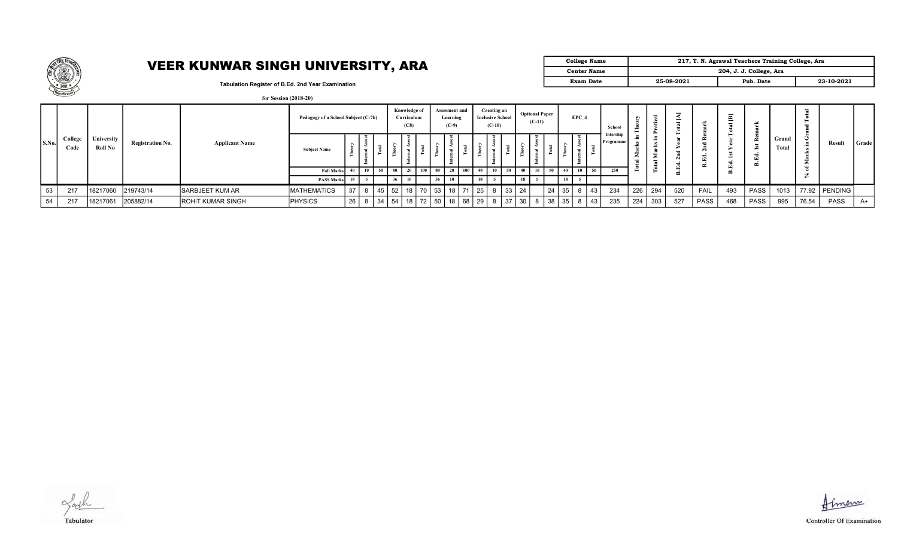# VEER KUNWAR SINGH UNIVERSITY, ARA

Tabulation Register of B.Ed. 2nd Year Examination

for Session (2018-20)

| College Name | 217, T. N. Agrawal Teachers Training College, Ara | | |
|---|---|---|---|
| Center Name | 204, J. J. College, Ara | | |
| Exam Date | 25-08-2021 | Pub. Date | 23-10-2021 |

| S.No. | College Code | University Roll No | Registration No. | Applicant Name | Pedagogy of a School Subject (C-7b) | | | | Knowledge of Curriculum (C8) | | | Assesment and Learning (C-9) | | | Creating an Inclusive School (C-10) | | | Optional Paper (C-11) | | | EPC_4 | | | School Intership Programme | Total Marks in Theory | Total Marks in Pratical | B.Ed. 2nd Year Total [A] | B.Ed. 2nd Remark | B.Ed. 1st Year Total [B] | B.Ed. 1st Remark | Grand Total | % of Marks in Grand Total | Result | Grade |
|---|---|---|---|---|---|---|---|---|---|---|---|---|---|---|---|---|---|---|---|---|---|---|---|---|---|---|---|---|---|---|---|---|---|---|
| | | | | | Subject Name | Theory | Internal Assest | Total | Theory | Internal Assest | Total | Theory | Internal Assest | Total | Theory | Internal Assest | Total | Theory | Internal Assest | Total | Theory | Internal Assest | Total | | | | | | | | | | | |
| | | | | | Full Marks | 40 | 10 | 50 | 80 | 20 | 100 | 80 | 20 | 100 | 40 | 10 | 50 | 40 | 10 | 50 | 40 | 10 | 50 | 250 | | | | | | | | | | |
| | | | | | PASS Marks | 18 | 5 | | 36 | 10 | | 36 | 10 | | 18 | 5 | | 18 | 5 | | 18 | 5 | | | | | | | | | | | | |
| 53 | 217 | 18217060 | 219743/14 | SARBJEET KUM AR | MATHEMATICS | 37 | 8 | 45 | 52 | 18 | 70 | 53 | 18 | 71 | 25 | 8 | 33 | 24 | | 24 | 35 | 8 | 43 | 234 | 226 | 294 | 520 | FAIL | 493 | PASS | 1013 | 77.92 | PENDING | |
| 54 | 217 | 18217061 | 205882/14 | ROHIT KUMAR SINGH | PHYSICS | 26 | 8 | 34 | 54 | 18 | 72 | 50 | 18 | 68 | 29 | 8 | 37 | 30 | 8 | 38 | 35 | 8 | 43 | 235 | 224 | 303 | 527 | PASS | 468 | PASS | 995 | 76.54 | PASS | A+ |

Tabulator

Controller Of Examination